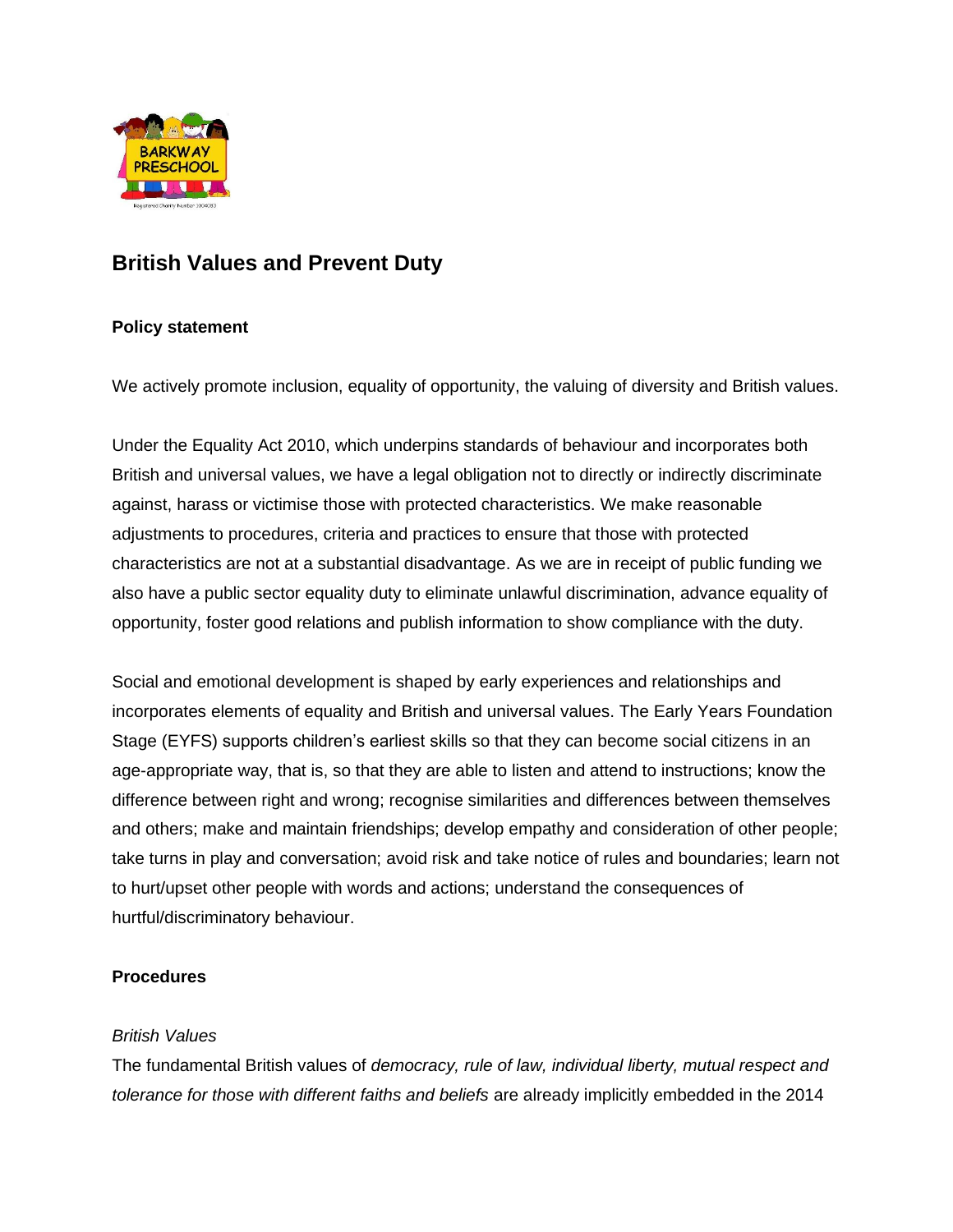## British Values and Prevent Duty

### Policy statement

We actively promote inclusion, equality of opportunity, the valuing of diversity and British values.

Under the Equality Act 2010, which underpins standards of behaviour and incorporates both British and universal values, we have a legal obligation not to directly or indirectly discriminate against, harass or victimise those with protected characteristics. We make reasonable adjustments to procedures, criteria and practices to ensure that those with protected characteristics are not at a substantial disadvantage. As we are in receipt of public funding we also have a public sector equality duty to eliminate unlawful discrimination, advance equality of opportunity, foster good relations and publish information to show compliance with the duty.

Social and emotional development is shaped by early experiences and relationships and incorporates elements of equality and British and universal values. The Early Years Foundation Stage (EYFS) supports children's earliest skills so that they can become social citizens in an age-appropriate way, that is, so that they are able to listen and attend to instructions; know the difference between right and wrong; recognise similarities and differences between themselves and others; make and maintain friendships; develop empathy and consideration of other people; take turns in play and conversation; avoid risk and take notice of rules and boundaries; learn not to hurt/upset other people with words and actions; understand the consequences of hurtful/discriminatory behaviour.

### Procedures

*British Values*

The fundamental British values of *democracy, rule of law, individual liberty, mutual respect and tolerance for those with different faiths and beliefs* are already implicitly embedded in the 2014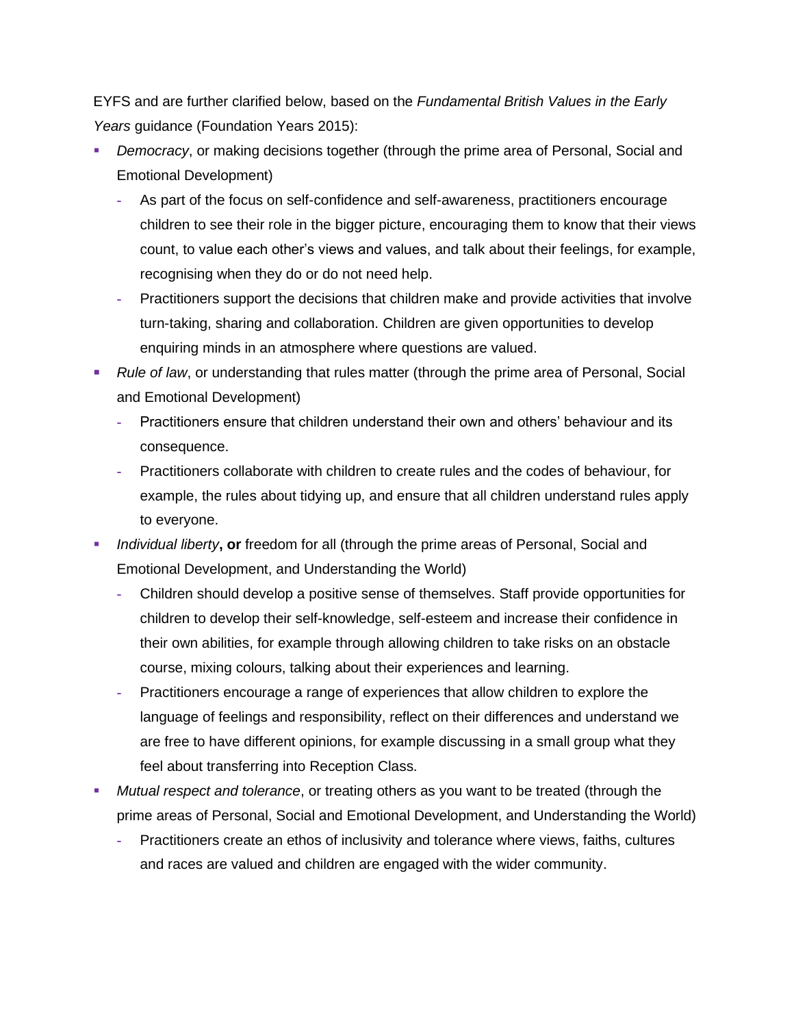EYFS and are further clarified below, based on the *Fundamental British Values in the Early Years* guidance (Foundation Years 2015):

- *Democracy*, or making decisions together (through the prime area of Personal, Social and Emotional Development)
  - As part of the focus on self-confidence and self-awareness, practitioners encourage children to see their role in the bigger picture, encouraging them to know that their views count, to value each other's views and values, and talk about their feelings, for example, recognising when they do or do not need help.
  - Practitioners support the decisions that children make and provide activities that involve turn-taking, sharing and collaboration. Children are given opportunities to develop enquiring minds in an atmosphere where questions are valued.
- *Rule of law*, or understanding that rules matter (through the prime area of Personal, Social and Emotional Development)
  - Practitioners ensure that children understand their own and others' behaviour and its consequence.
  - Practitioners collaborate with children to create rules and the codes of behaviour, for example, the rules about tidying up, and ensure that all children understand rules apply to everyone.
- *Individual liberty*, **or** freedom for all (through the prime areas of Personal, Social and Emotional Development, and Understanding the World)
  - Children should develop a positive sense of themselves. Staff provide opportunities for children to develop their self-knowledge, self-esteem and increase their confidence in their own abilities, for example through allowing children to take risks on an obstacle course, mixing colours, talking about their experiences and learning.
  - Practitioners encourage a range of experiences that allow children to explore the language of feelings and responsibility, reflect on their differences and understand we are free to have different opinions, for example discussing in a small group what they feel about transferring into Reception Class.
- *Mutual respect and tolerance*, or treating others as you want to be treated (through the prime areas of Personal, Social and Emotional Development, and Understanding the World)
  - Practitioners create an ethos of inclusivity and tolerance where views, faiths, cultures and races are valued and children are engaged with the wider community.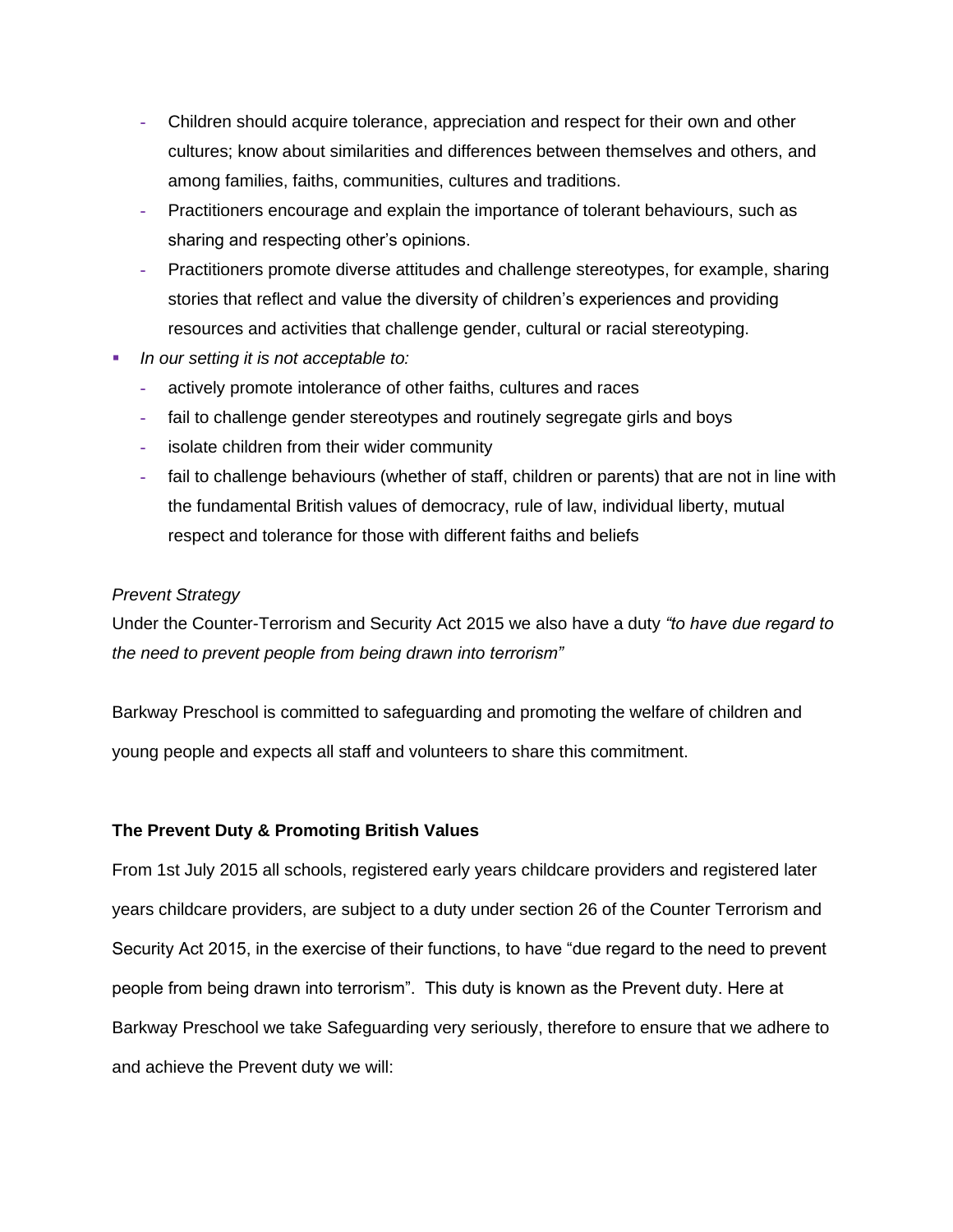- Children should acquire tolerance, appreciation and respect for their own and other cultures; know about similarities and differences between themselves and others, and among families, faiths, communities, cultures and traditions.
  - Practitioners encourage and explain the importance of tolerant behaviours, such as sharing and respecting other's opinions.
  - Practitioners promote diverse attitudes and challenge stereotypes, for example, sharing stories that reflect and value the diversity of children's experiences and providing resources and activities that challenge gender, cultural or racial stereotyping.
- *In our setting it is not acceptable to:*
  - actively promote intolerance of other faiths, cultures and races
  - fail to challenge gender stereotypes and routinely segregate girls and boys
  - isolate children from their wider community
  - fail to challenge behaviours (whether of staff, children or parents) that are not in line with the fundamental British values of democracy, rule of law, individual liberty, mutual respect and tolerance for those with different faiths and beliefs

*Prevent Strategy*

Under the Counter-Terrorism and Security Act 2015 we also have a duty *"to have due regard to the need to prevent people from being drawn into terrorism"*

Barkway Preschool is committed to safeguarding and promoting the welfare of children and young people and expects all staff and volunteers to share this commitment.

**The Prevent Duty & Promoting British Values**

From 1st July 2015 all schools, registered early years childcare providers and registered later years childcare providers, are subject to a duty under section 26 of the Counter Terrorism and Security Act 2015, in the exercise of their functions, to have "due regard to the need to prevent people from being drawn into terrorism". This duty is known as the Prevent duty. Here at Barkway Preschool we take Safeguarding very seriously, therefore to ensure that we adhere to and achieve the Prevent duty we will: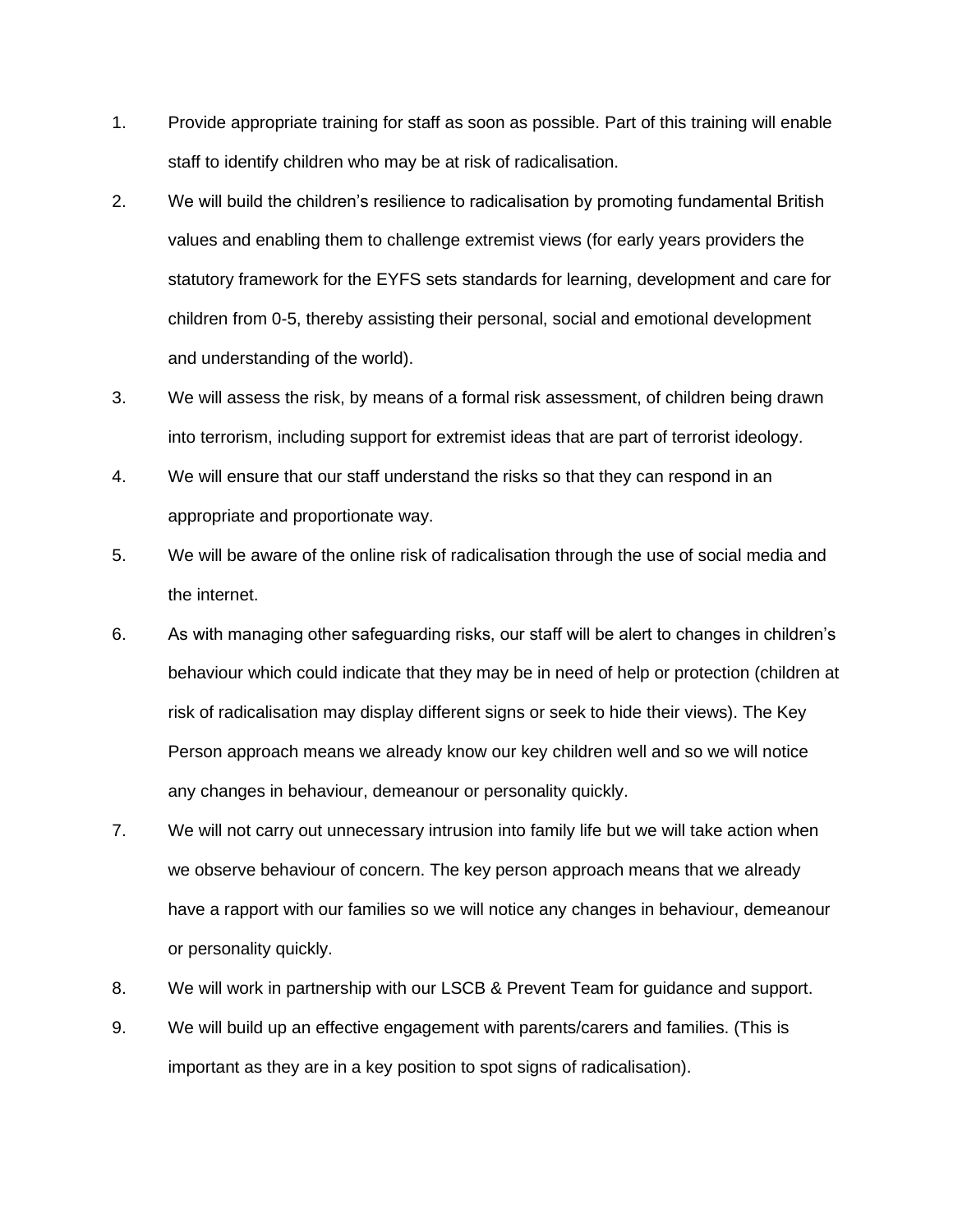1. Provide appropriate training for staff as soon as possible. Part of this training will enable staff to identify children who may be at risk of radicalisation.
2. We will build the children's resilience to radicalisation by promoting fundamental British values and enabling them to challenge extremist views (for early years providers the statutory framework for the EYFS sets standards for learning, development and care for children from 0-5, thereby assisting their personal, social and emotional development and understanding of the world).
3. We will assess the risk, by means of a formal risk assessment, of children being drawn into terrorism, including support for extremist ideas that are part of terrorist ideology.
4. We will ensure that our staff understand the risks so that they can respond in an appropriate and proportionate way.
5. We will be aware of the online risk of radicalisation through the use of social media and the internet.
6. As with managing other safeguarding risks, our staff will be alert to changes in children's behaviour which could indicate that they may be in need of help or protection (children at risk of radicalisation may display different signs or seek to hide their views). The Key Person approach means we already know our key children well and so we will notice any changes in behaviour, demeanour or personality quickly.
7. We will not carry out unnecessary intrusion into family life but we will take action when we observe behaviour of concern. The key person approach means that we already have a rapport with our families so we will notice any changes in behaviour, demeanour or personality quickly.
8. We will work in partnership with our LSCB & Prevent Team for guidance and support.
9. We will build up an effective engagement with parents/carers and families. (This is important as they are in a key position to spot signs of radicalisation).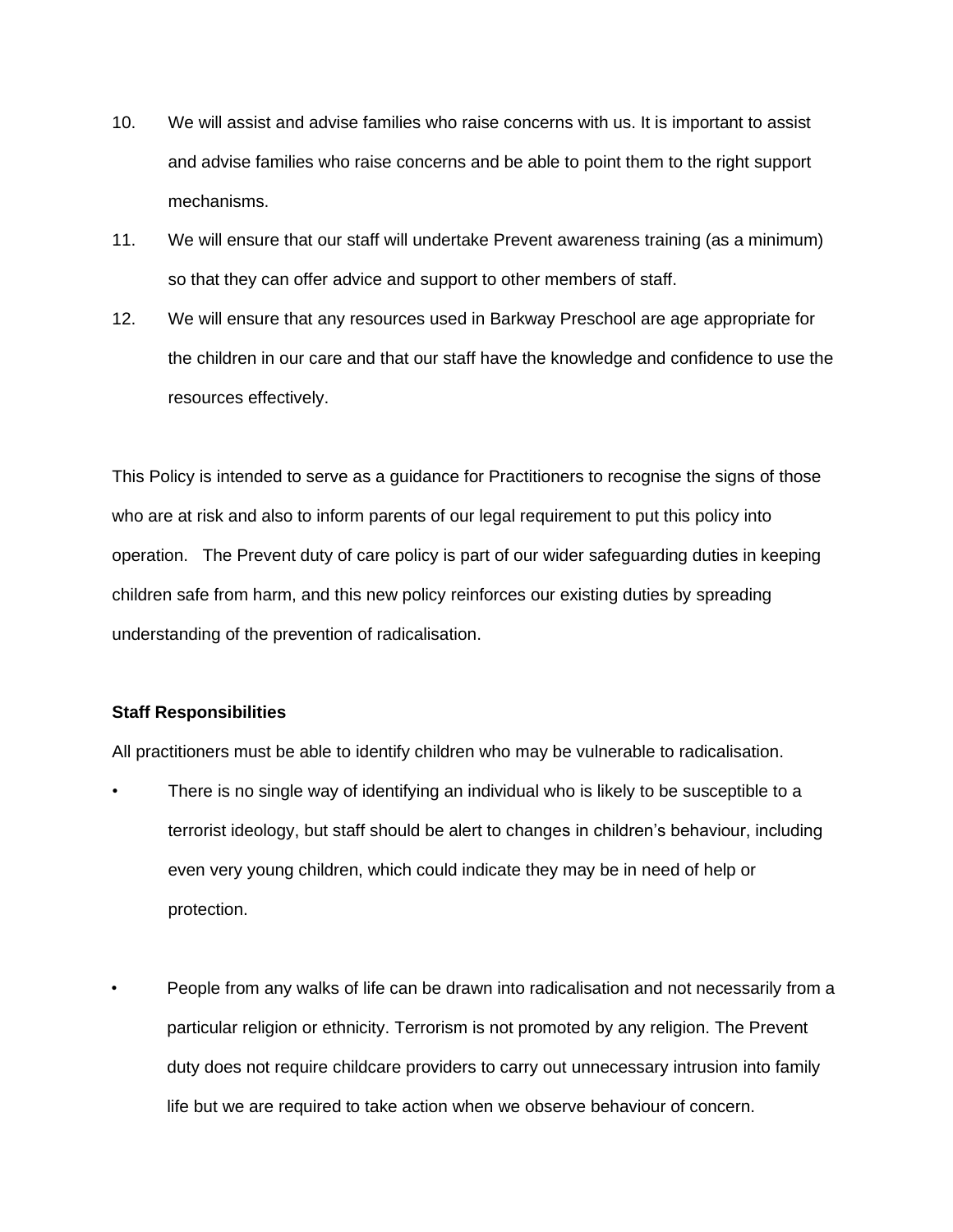10. We will assist and advise families who raise concerns with us. It is important to assist and advise families who raise concerns and be able to point them to the right support mechanisms.
11. We will ensure that our staff will undertake Prevent awareness training (as a minimum) so that they can offer advice and support to other members of staff.
12. We will ensure that any resources used in Barkway Preschool are age appropriate for the children in our care and that our staff have the knowledge and confidence to use the resources effectively.

This Policy is intended to serve as a guidance for Practitioners to recognise the signs of those who are at risk and also to inform parents of our legal requirement to put this policy into operation. The Prevent duty of care policy is part of our wider safeguarding duties in keeping children safe from harm, and this new policy reinforces our existing duties by spreading understanding of the prevention of radicalisation.

**Staff Responsibilities**

All practitioners must be able to identify children who may be vulnerable to radicalisation.

- There is no single way of identifying an individual who is likely to be susceptible to a terrorist ideology, but staff should be alert to changes in children's behaviour, including even very young children, which could indicate they may be in need of help or protection.

- People from any walks of life can be drawn into radicalisation and not necessarily from a particular religion or ethnicity. Terrorism is not promoted by any religion. The Prevent duty does not require childcare providers to carry out unnecessary intrusion into family life but we are required to take action when we observe behaviour of concern.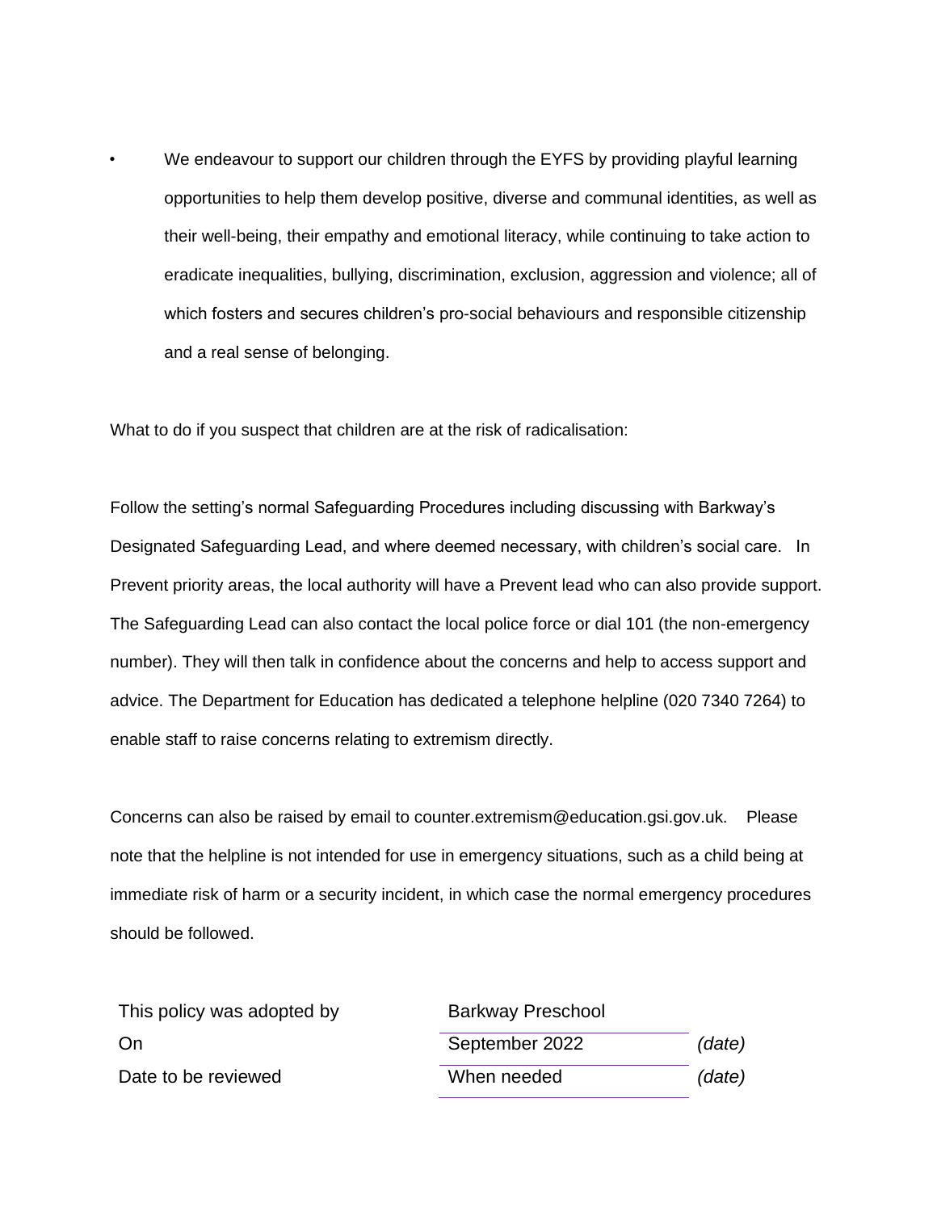- We endeavour to support our children through the EYFS by providing playful learning opportunities to help them develop positive, diverse and communal identities, as well as their well-being, their empathy and emotional literacy, while continuing to take action to eradicate inequalities, bullying, discrimination, exclusion, aggression and violence; all of which fosters and secures children's pro-social behaviours and responsible citizenship and a real sense of belonging.

What to do if you suspect that children are at the risk of radicalisation:

Follow the setting's normal Safeguarding Procedures including discussing with Barkway's Designated Safeguarding Lead, and where deemed necessary, with children's social care. In Prevent priority areas, the local authority will have a Prevent lead who can also provide support. The Safeguarding Lead can also contact the local police force or dial 101 (the non-emergency number). They will then talk in confidence about the concerns and help to access support and advice. The Department for Education has dedicated a telephone helpline (020 7340 7264) to enable staff to raise concerns relating to extremism directly.

Concerns can also be raised by email to counter.extremism@education.gsi.gov.uk. Please note that the helpline is not intended for use in emergency situations, such as a child being at immediate risk of harm or a security incident, in which case the normal emergency procedures should be followed.

| | | |
|---|---|---|
| This policy was adopted by | Barkway Preschool | |
| On | September 2022 | *(date)* |
| Date to be reviewed | When needed | *(date)* |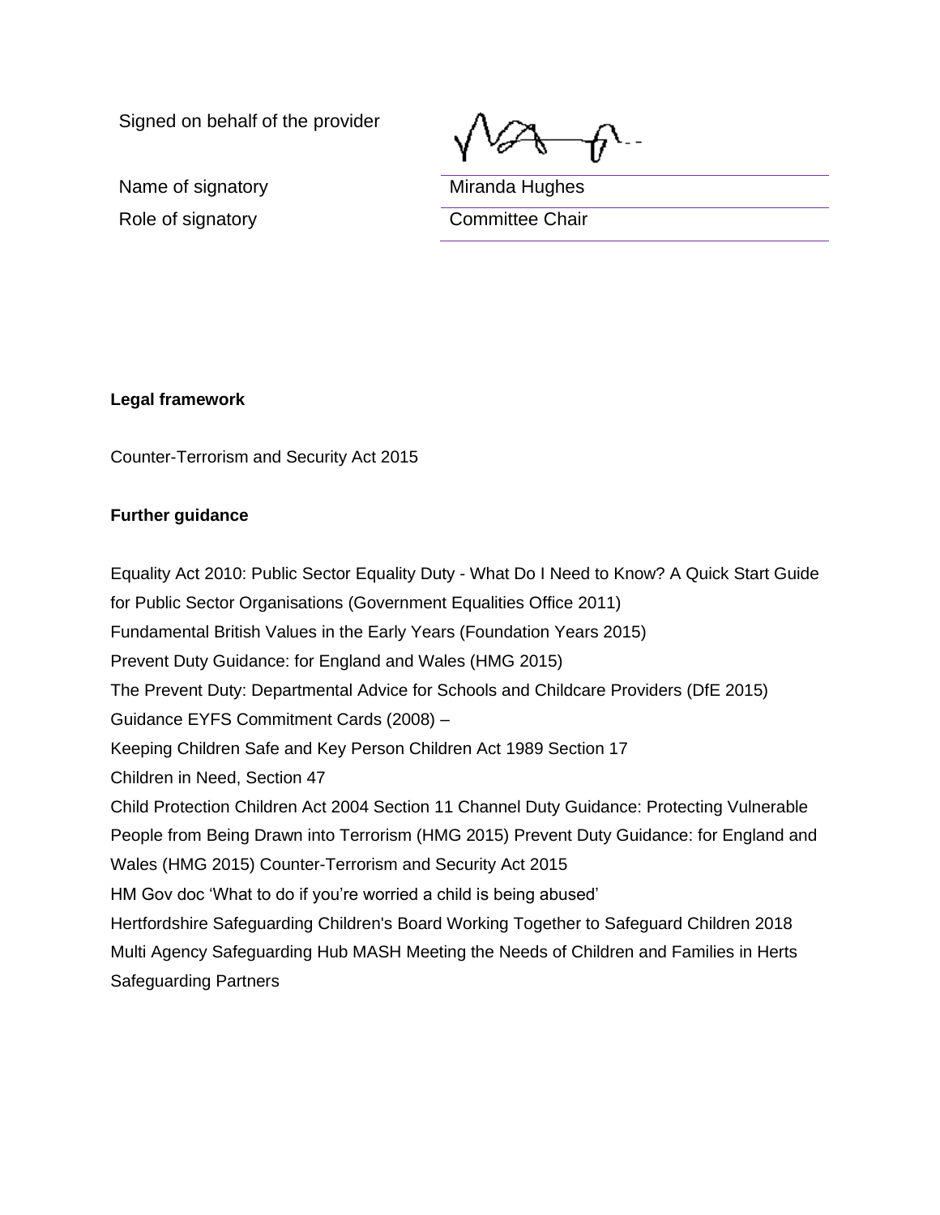Signed on behalf of the provider

| | |
|---|---|
| Name of signatory | Miranda Hughes |
| Role of signatory | Committee Chair |

**Legal framework**

Counter-Terrorism and Security Act 2015

**Further guidance**

Equality Act 2010: Public Sector Equality Duty - What Do I Need to Know? A Quick Start Guide for Public Sector Organisations (Government Equalities Office 2011)
Fundamental British Values in the Early Years (Foundation Years 2015)
Prevent Duty Guidance: for England and Wales (HMG 2015)
The Prevent Duty: Departmental Advice for Schools and Childcare Providers (DfE 2015)
Guidance EYFS Commitment Cards (2008) –
Keeping Children Safe and Key Person Children Act 1989 Section 17
Children in Need, Section 47
Child Protection Children Act 2004 Section 11 Channel Duty Guidance: Protecting Vulnerable People from Being Drawn into Terrorism (HMG 2015) Prevent Duty Guidance: for England and Wales (HMG 2015) Counter-Terrorism and Security Act 2015
HM Gov doc 'What to do if you're worried a child is being abused'
Hertfordshire Safeguarding Children's Board Working Together to Safeguard Children 2018
Multi Agency Safeguarding Hub MASH Meeting the Needs of Children and Families in Herts Safeguarding Partners